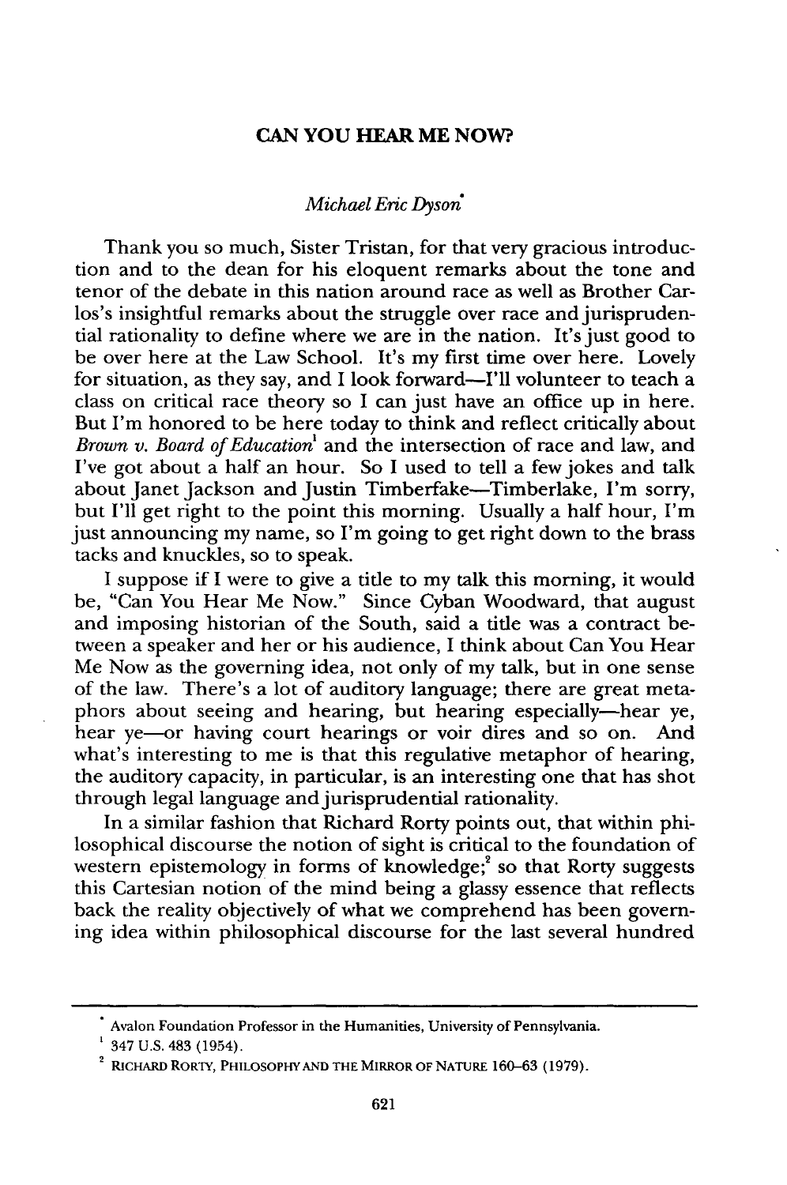# CAN YOU HEAR ME NOW?

*Michael Eric Dyson*[*]

Thank you so much, Sister Tristan, for that very gracious introduction and to the dean for his eloquent remarks about the tone and tenor of the debate in this nation around race as well as Brother Carlos's insightful remarks about the struggle over race and jurisprudential rationality to define where we are in the nation. It's just good to be over here at the Law School. It's my first time over here. Lovely for situation, as they say, and I look forward—I'll volunteer to teach a class on critical race theory so I can just have an office up in here. But I'm honored to be here today to think and reflect critically about *Brown v. Board of Education*[1] and the intersection of race and law, and I've got about a half an hour. So I used to tell a few jokes and talk about Janet Jackson and Justin Timberfake—Timberlake, I'm sorry, but I'll get right to the point this morning. Usually a half hour, I'm just announcing my name, so I'm going to get right down to the brass tacks and knuckles, so to speak.

I suppose if I were to give a title to my talk this morning, it would be, "Can You Hear Me Now." Since Cyban Woodward, that august and imposing historian of the South, said a title was a contract between a speaker and her or his audience, I think about Can You Hear Me Now as the governing idea, not only of my talk, but in one sense of the law. There's a lot of auditory language; there are great metaphors about seeing and hearing, but hearing especially—hear ye, hear ye—or having court hearings or voir dires and so on. And what's interesting to me is that this regulative metaphor of hearing, the auditory capacity, in particular, is an interesting one that has shot through legal language and jurisprudential rationality.

In a similar fashion that Richard Rorty points out, that within philosophical discourse the notion of sight is critical to the foundation of western epistemology in forms of knowledge;[2] so that Rorty suggests this Cartesian notion of the mind being a glassy essence that reflects back the reality objectively of what we comprehend has been governing idea within philosophical discourse for the last several hundred

---

[*] Avalon Foundation Professor in the Humanities, University of Pennsylvania.

[1] 347 U.S. 483 (1954).

[2] RICHARD RORTY, PHILOSOPHY AND THE MIRROR OF NATURE 160–63 (1979).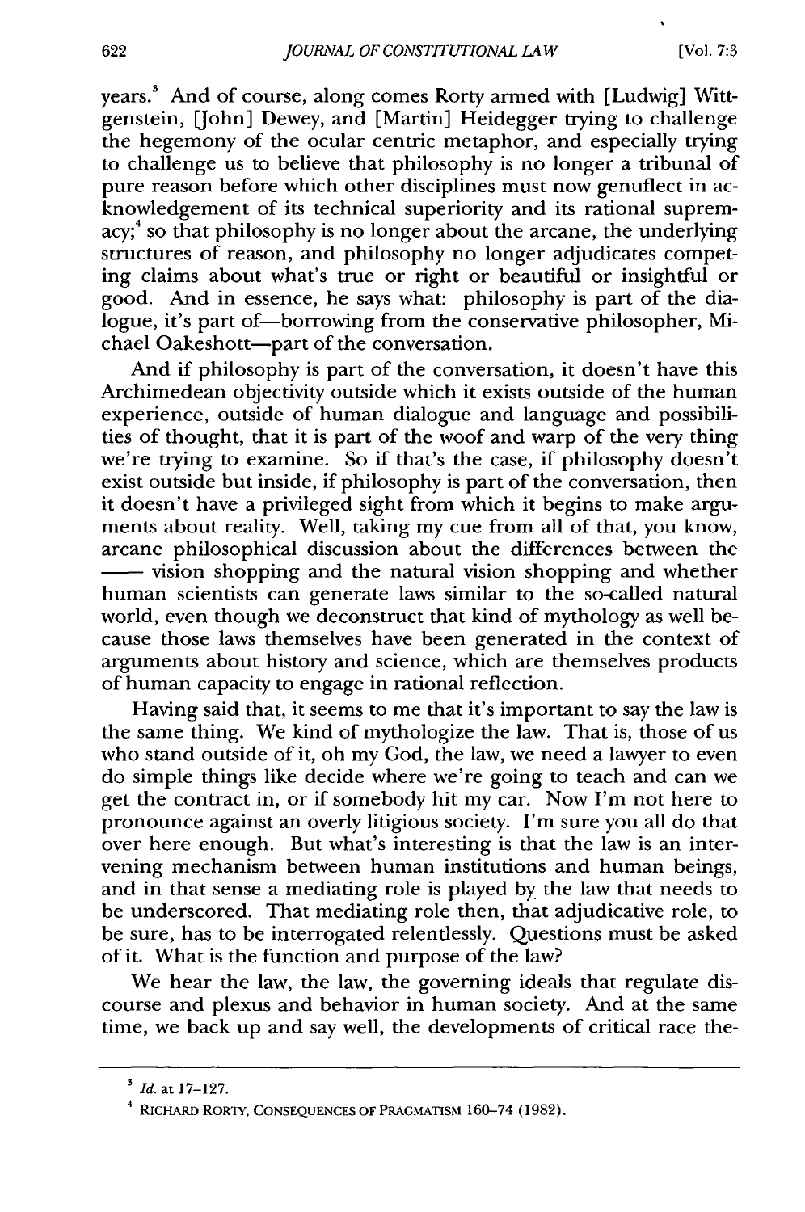years.[3] And of course, along comes Rorty armed with [Ludwig] Wittgenstein, [John] Dewey, and [Martin] Heidegger trying to challenge the hegemony of the ocular centric metaphor, and especially trying to challenge us to believe that philosophy is no longer a tribunal of pure reason before which other disciplines must now genuflect in acknowledgement of its technical superiority and its rational supremacy;[4] so that philosophy is no longer about the arcane, the underlying structures of reason, and philosophy no longer adjudicates competing claims about what's true or right or beautiful or insightful or good. And in essence, he says what: philosophy is part of the dialogue, it's part of—borrowing from the conservative philosopher, Michael Oakeshott—part of the conversation.

And if philosophy is part of the conversation, it doesn't have this Archimedean objectivity outside which it exists outside of the human experience, outside of human dialogue and language and possibilities of thought, that it is part of the woof and warp of the very thing we're trying to examine. So if that's the case, if philosophy doesn't exist outside but inside, if philosophy is part of the conversation, then it doesn't have a privileged sight from which it begins to make arguments about reality. Well, taking my cue from all of that, you know, arcane philosophical discussion about the differences between the —— vision shopping and the natural vision shopping and whether human scientists can generate laws similar to the so-called natural world, even though we deconstruct that kind of mythology as well because those laws themselves have been generated in the context of arguments about history and science, which are themselves products of human capacity to engage in rational reflection.

Having said that, it seems to me that it's important to say the law is the same thing. We kind of mythologize the law. That is, those of us who stand outside of it, oh my God, the law, we need a lawyer to even do simple things like decide where we're going to teach and can we get the contract in, or if somebody hit my car. Now I'm not here to pronounce against an overly litigious society. I'm sure you all do that over here enough. But what's interesting is that the law is an intervening mechanism between human institutions and human beings, and in that sense a mediating role is played by the law that needs to be underscored. That mediating role then, that adjudicative role, to be sure, has to be interrogated relentlessly. Questions must be asked of it. What is the function and purpose of the law?

We hear the law, the law, the governing ideals that regulate discourse and plexus and behavior in human society. And at the same time, we back up and say well, the developments of critical race the-

---

[3] *Id.* at 17–127.

[4] RICHARD RORTY, CONSEQUENCES OF PRAGMATISM 160–74 (1982).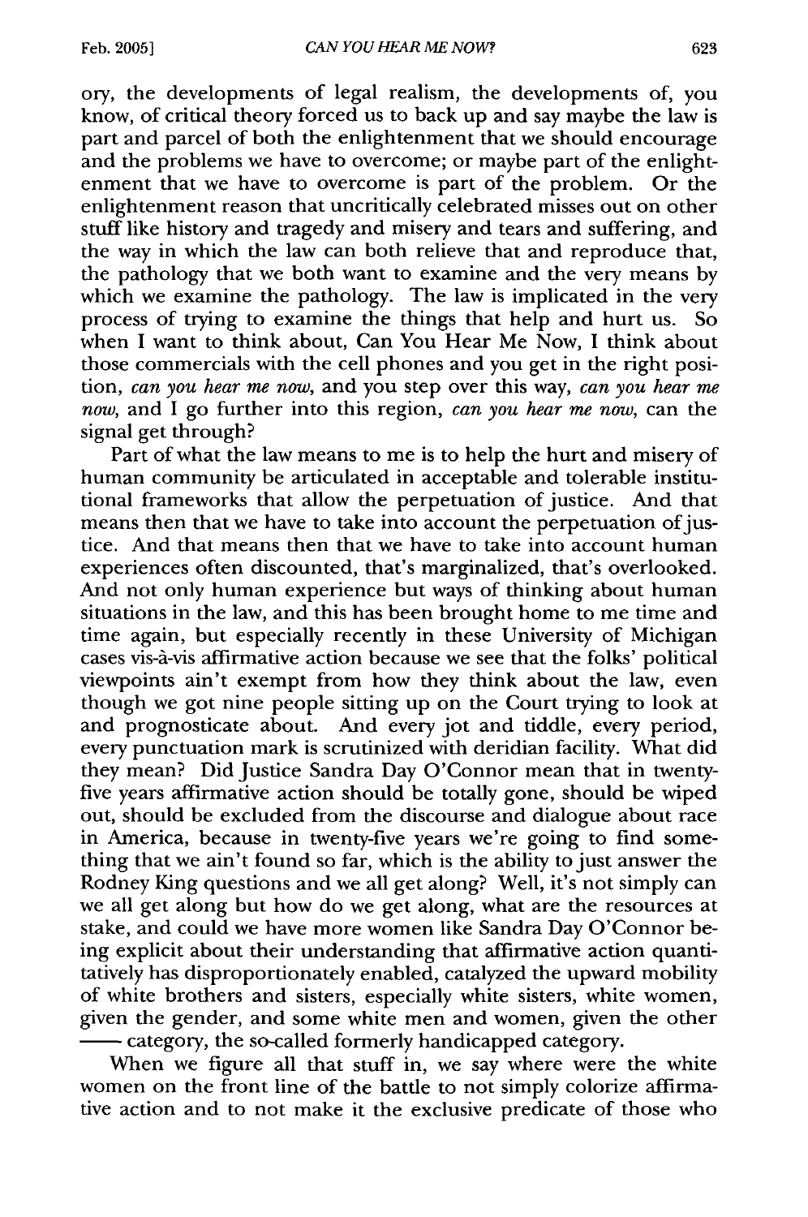ory, the developments of legal realism, the developments of, you know, of critical theory forced us to back up and say maybe the law is part and parcel of both the enlightenment that we should encourage and the problems we have to overcome; or maybe part of the enlightenment that we have to overcome is part of the problem. Or the enlightenment reason that uncritically celebrated misses out on other stuff like history and tragedy and misery and tears and suffering, and the way in which the law can both relieve that and reproduce that, the pathology that we both want to examine and the very means by which we examine the pathology. The law is implicated in the very process of trying to examine the things that help and hurt us. So when I want to think about, Can You Hear Me Now, I think about those commercials with the cell phones and you get in the right position, *can you hear me now,* and you step over this way, *can you hear me now,* and I go further into this region, *can you hear me now,* can the signal get through?

Part of what the law means to me is to help the hurt and misery of human community be articulated in acceptable and tolerable institutional frameworks that allow the perpetuation of justice. And that means then that we have to take into account the perpetuation of justice. And that means then that we have to take into account human experiences often discounted, that's marginalized, that's overlooked. And not only human experience but ways of thinking about human situations in the law, and this has been brought home to me time and time again, but especially recently in these University of Michigan cases vis-à-vis affirmative action because we see that the folks' political viewpoints ain't exempt from how they think about the law, even though we got nine people sitting up on the Court trying to look at and prognosticate about. And every jot and tiddle, every period, every punctuation mark is scrutinized with deridian facility. What did they mean? Did Justice Sandra Day O'Connor mean that in twenty-five years affirmative action should be totally gone, should be wiped out, should be excluded from the discourse and dialogue about race in America, because in twenty-five years we're going to find something that we ain't found so far, which is the ability to just answer the Rodney King questions and we all get along? Well, it's not simply can we all get along but how do we get along, what are the resources at stake, and could we have more women like Sandra Day O'Connor being explicit about their understanding that affirmative action quantitatively has disproportionately enabled, catalyzed the upward mobility of white brothers and sisters, especially white sisters, white women, given the gender, and some white men and women, given the other —— category, the so-called formerly handicapped category.

When we figure all that stuff in, we say where were the white women on the front line of the battle to not simply colorize affirmative action and to not make it the exclusive predicate of those who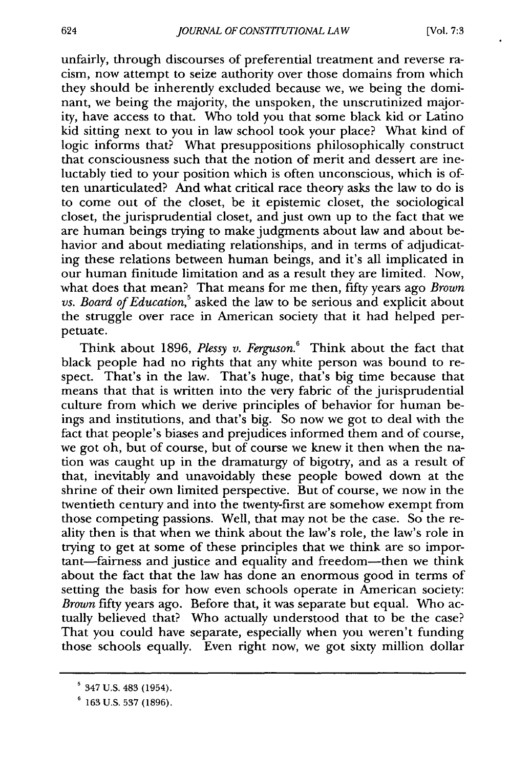unfairly, through discourses of preferential treatment and reverse racism, now attempt to seize authority over those domains from which they should be inherently excluded because we, we being the dominant, we being the majority, the unspoken, the unscrutinized majority, have access to that. Who told you that some black kid or Latino kid sitting next to you in law school took your place? What kind of logic informs that? What presuppositions philosophically construct that consciousness such that the notion of merit and dessert are ineluctably tied to your position which is often unconscious, which is often unarticulated? And what critical race theory asks the law to do is to come out of the closet, be it epistemic closet, the sociological closet, the jurisprudential closet, and just own up to the fact that we are human beings trying to make judgments about law and about behavior and about mediating relationships, and in terms of adjudicating these relations between human beings, and it's all implicated in our human finitude limitation and as a result they are limited. Now, what does that mean? That means for me then, fifty years ago *Brown vs. Board of Education*,[5] asked the law to be serious and explicit about the struggle over race in American society that it had helped perpetuate.

Think about 1896, *Plessy v. Ferguson*.[6] Think about the fact that black people had no rights that any white person was bound to respect. That's in the law. That's huge, that's big time because that means that that is written into the very fabric of the jurisprudential culture from which we derive principles of behavior for human beings and institutions, and that's big. So now we got to deal with the fact that people's biases and prejudices informed them and of course, we got oh, but of course, but of course we knew it then when the nation was caught up in the dramaturgy of bigotry, and as a result of that, inevitably and unavoidably these people bowed down at the shrine of their own limited perspective. But of course, we now in the twentieth century and into the twenty-first are somehow exempt from those competing passions. Well, that may not be the case. So the reality then is that when we think about the law's role, the law's role in trying to get at some of these principles that we think are so important—fairness and justice and equality and freedom—then we think about the fact that the law has done an enormous good in terms of setting the basis for how even schools operate in American society: *Brown* fifty years ago. Before that, it was separate but equal. Who actually believed that? Who actually understood that to be the case? That you could have separate, especially when you weren't funding those schools equally. Even right now, we got sixty million dollar

---

[5] 347 U.S. 483 (1954).

[6] 163 U.S. 537 (1896).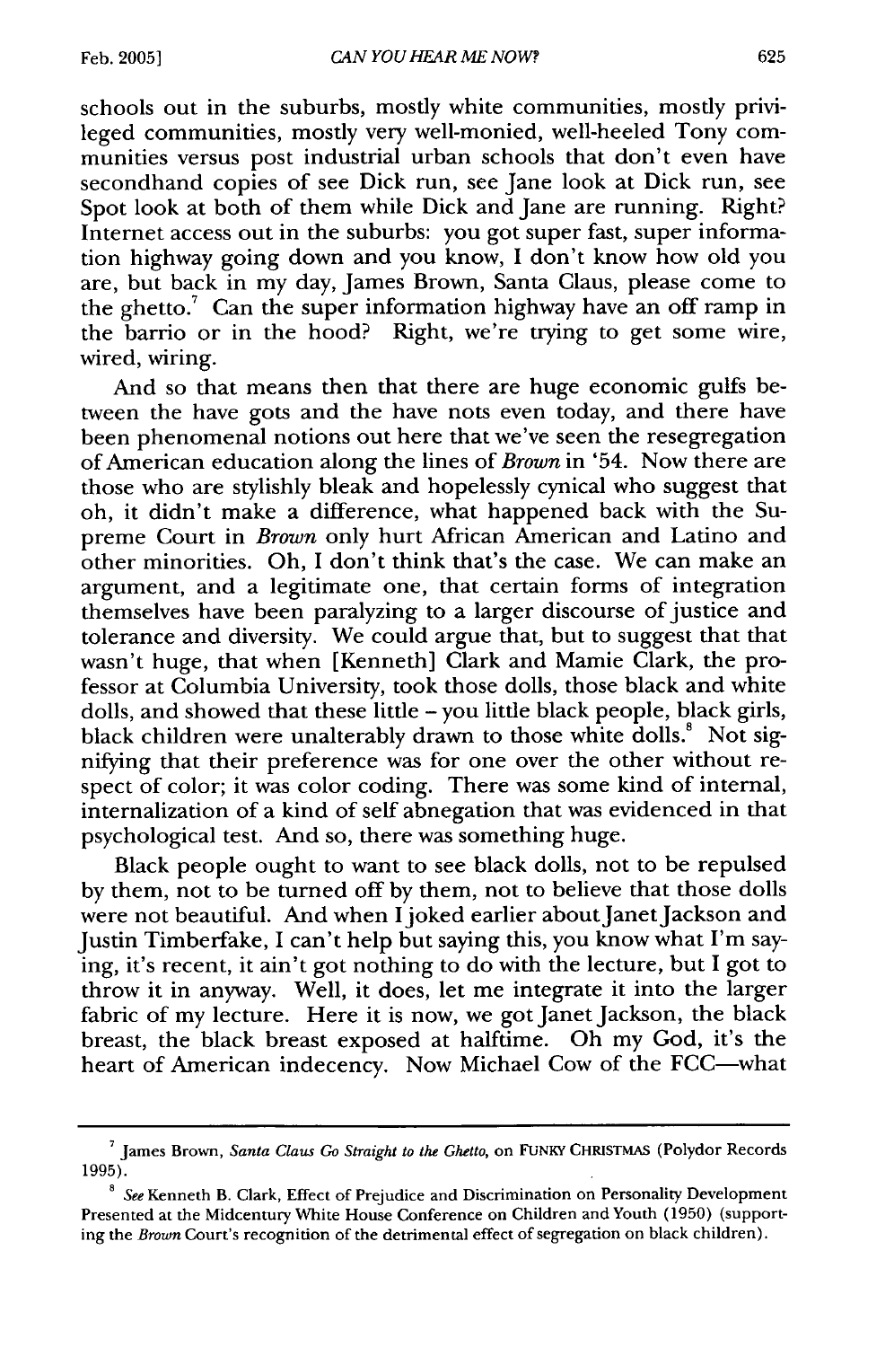schools out in the suburbs, mostly white communities, mostly privileged communities, mostly very well-monied, well-heeled Tony communities versus post industrial urban schools that don't even have secondhand copies of see Dick run, see Jane look at Dick run, see Spot look at both of them while Dick and Jane are running. Right? Internet access out in the suburbs: you got super fast, super information highway going down and you know, I don't know how old you are, but back in my day, James Brown, Santa Claus, please come to the ghetto.[7] Can the super information highway have an off ramp in the barrio or in the hood? Right, we're trying to get some wire, wired, wiring.

And so that means then that there are huge economic gulfs between the have gots and the have nots even today, and there have been phenomenal notions out here that we've seen the resegregation of American education along the lines of *Brown* in '54. Now there are those who are stylishly bleak and hopelessly cynical who suggest that oh, it didn't make a difference, what happened back with the Supreme Court in *Brown* only hurt African American and Latino and other minorities. Oh, I don't think that's the case. We can make an argument, and a legitimate one, that certain forms of integration themselves have been paralyzing to a larger discourse of justice and tolerance and diversity. We could argue that, but to suggest that that wasn't huge, that when [Kenneth] Clark and Mamie Clark, the professor at Columbia University, took those dolls, those black and white dolls, and showed that these little – you little black people, black girls, black children were unalterably drawn to those white dolls.[8] Not signifying that their preference was for one over the other without respect of color; it was color coding. There was some kind of internal, internalization of a kind of self abnegation that was evidenced in that psychological test. And so, there was something huge.

Black people ought to want to see black dolls, not to be repulsed by them, not to be turned off by them, not to believe that those dolls were not beautiful. And when I joked earlier about Janet Jackson and Justin Timberfake, I can't help but saying this, you know what I'm saying, it's recent, it ain't got nothing to do with the lecture, but I got to throw it in anyway. Well, it does, let me integrate it into the larger fabric of my lecture. Here it is now, we got Janet Jackson, the black breast, the black breast exposed at halftime. Oh my God, it's the heart of American indecency. Now Michael Cow of the FCC—what

---

[7] James Brown, *Santa Claus Go Straight to the Ghetto*, on FUNKY CHRISTMAS (Polydor Records 1995).

[8] *See* Kenneth B. Clark, Effect of Prejudice and Discrimination on Personality Development Presented at the Midcentury White House Conference on Children and Youth (1950) (supporting the *Brown* Court's recognition of the detrimental effect of segregation on black children).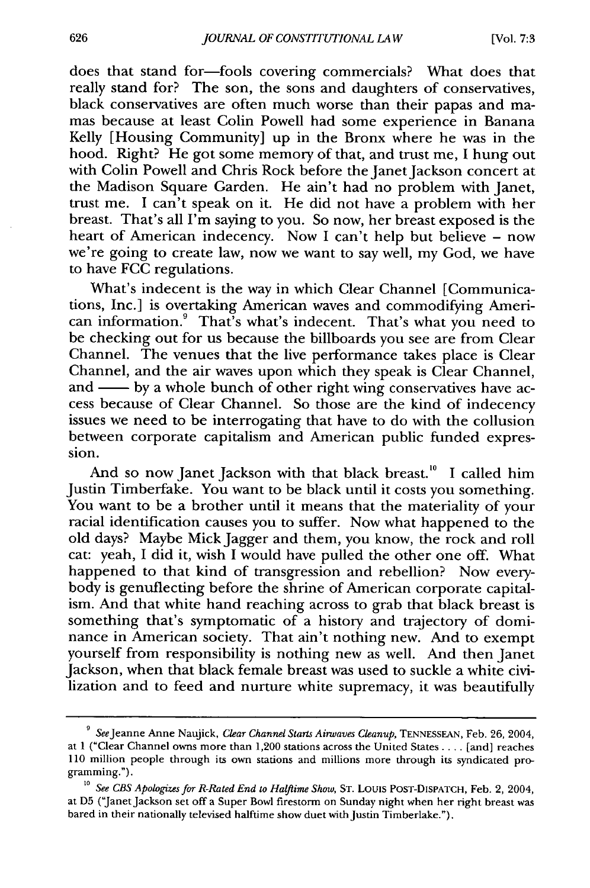does that stand for—fools covering commercials? What does that really stand for? The son, the sons and daughters of conservatives, black conservatives are often much worse than their papas and mamas because at least Colin Powell had some experience in Banana Kelly [Housing Community] up in the Bronx where he was in the hood. Right? He got some memory of that, and trust me, I hung out with Colin Powell and Chris Rock before the Janet Jackson concert at the Madison Square Garden. He ain't had no problem with Janet, trust me. I can't speak on it. He did not have a problem with her breast. That's all I'm saying to you. So now, her breast exposed is the heart of American indecency. Now I can't help but believe – now we're going to create law, now we want to say well, my God, we have to have FCC regulations.

What's indecent is the way in which Clear Channel [Communications, Inc.] is overtaking American waves and commodifying American information.[9] That's what's indecent. That's what you need to be checking out for us because the billboards you see are from Clear Channel. The venues that the live performance takes place is Clear Channel, and the air waves upon which they speak is Clear Channel, and —— by a whole bunch of other right wing conservatives have access because of Clear Channel. So those are the kind of indecency issues we need to be interrogating that have to do with the collusion between corporate capitalism and American public funded expression.

And so now Janet Jackson with that black breast.[10] I called him Justin Timberfake. You want to be black until it costs you something. You want to be a brother until it means that the materiality of your racial identification causes you to suffer. Now what happened to the old days? Maybe Mick Jagger and them, you know, the rock and roll cat: yeah, I did it, wish I would have pulled the other one off. What happened to that kind of transgression and rebellion? Now everybody is genuflecting before the shrine of American corporate capitalism. And that white hand reaching across to grab that black breast is something that's symptomatic of a history and trajectory of dominance in American society. That ain't nothing new. And to exempt yourself from responsibility is nothing new as well. And then Janet Jackson, when that black female breast was used to suckle a white civilization and to feed and nurture white supremacy, it was beautifully

---

[9] *See* Jeanne Anne Naujick, *Clear Channel Starts Airwaves Cleanup*, TENNESSEAN, Feb. 26, 2004, at 1 ("Clear Channel owns more than 1,200 stations across the United States . . . . [and] reaches 110 million people through its own stations and millions more through its syndicated programming.").

[10] *See CBS Apologizes for R-Rated End to Halftime Show*, ST. LOUIS POST-DISPATCH, Feb. 2, 2004, at D5 ("Janet Jackson set off a Super Bowl firestorm on Sunday night when her right breast was bared in their nationally televised halftime show duet with Justin Timberlake.").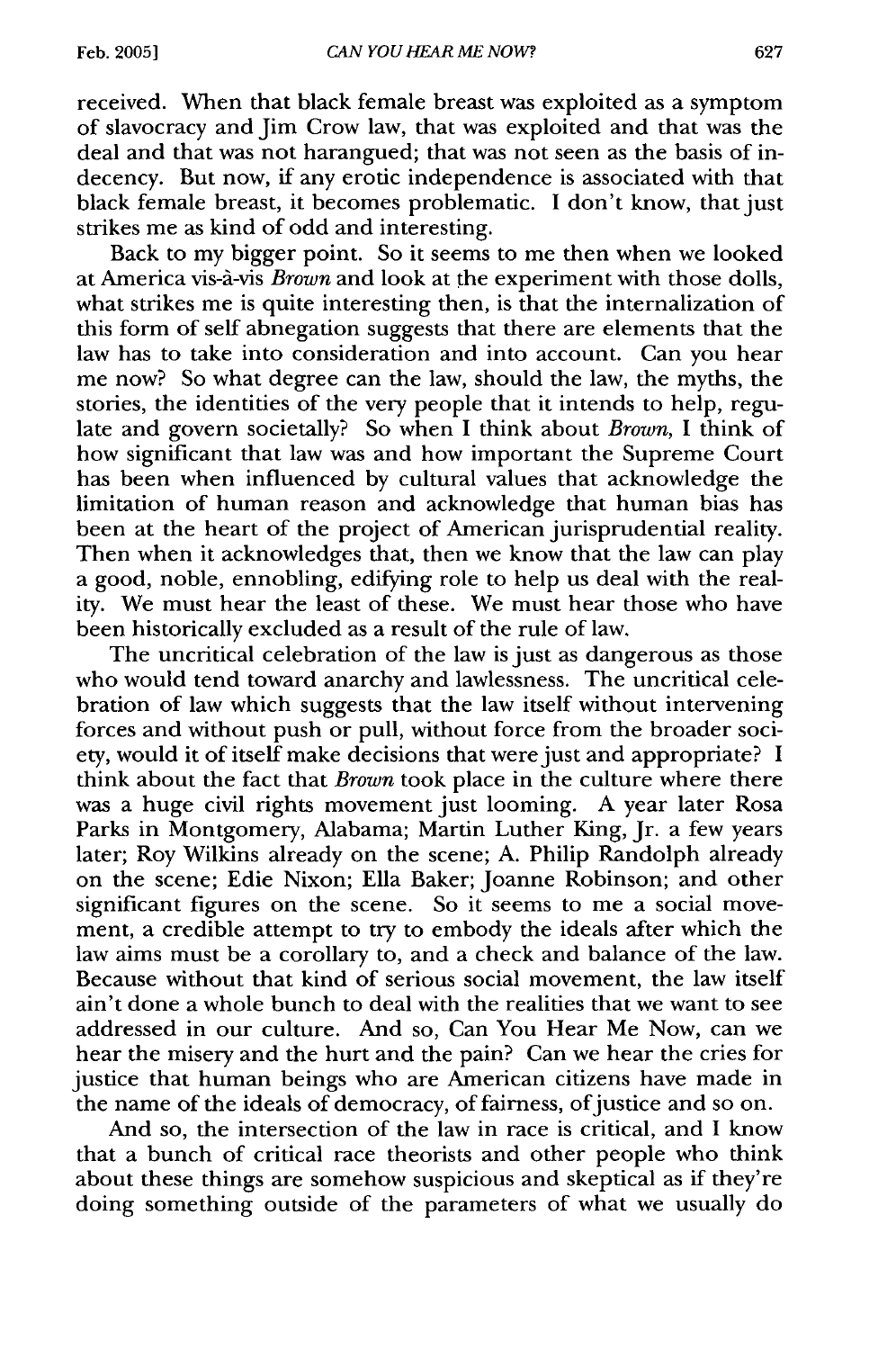received. When that black female breast was exploited as a symptom of slavocracy and Jim Crow law, that was exploited and that was the deal and that was not harangued; that was not seen as the basis of indecency. But now, if any erotic independence is associated with that black female breast, it becomes problematic. I don't know, that just strikes me as kind of odd and interesting.

Back to my bigger point. So it seems to me then when we looked at America vis-à-vis *Brown* and look at the experiment with those dolls, what strikes me is quite interesting then, is that the internalization of this form of self abnegation suggests that there are elements that the law has to take into consideration and into account. Can you hear me now? So what degree can the law, should the law, the myths, the stories, the identities of the very people that it intends to help, regulate and govern societally? So when I think about *Brown*, I think of how significant that law was and how important the Supreme Court has been when influenced by cultural values that acknowledge the limitation of human reason and acknowledge that human bias has been at the heart of the project of American jurisprudential reality. Then when it acknowledges that, then we know that the law can play a good, noble, ennobling, edifying role to help us deal with the reality. We must hear the least of these. We must hear those who have been historically excluded as a result of the rule of law.

The uncritical celebration of the law is just as dangerous as those who would tend toward anarchy and lawlessness. The uncritical celebration of law which suggests that the law itself without intervening forces and without push or pull, without force from the broader society, would it of itself make decisions that were just and appropriate? I think about the fact that *Brown* took place in the culture where there was a huge civil rights movement just looming. A year later Rosa Parks in Montgomery, Alabama; Martin Luther King, Jr. a few years later; Roy Wilkins already on the scene; A. Philip Randolph already on the scene; Edie Nixon; Ella Baker; Joanne Robinson; and other significant figures on the scene. So it seems to me a social movement, a credible attempt to try to embody the ideals after which the law aims must be a corollary to, and a check and balance of the law. Because without that kind of serious social movement, the law itself ain't done a whole bunch to deal with the realities that we want to see addressed in our culture. And so, Can You Hear Me Now, can we hear the misery and the hurt and the pain? Can we hear the cries for justice that human beings who are American citizens have made in the name of the ideals of democracy, of fairness, of justice and so on.

And so, the intersection of the law in race is critical, and I know that a bunch of critical race theorists and other people who think about these things are somehow suspicious and skeptical as if they're doing something outside of the parameters of what we usually do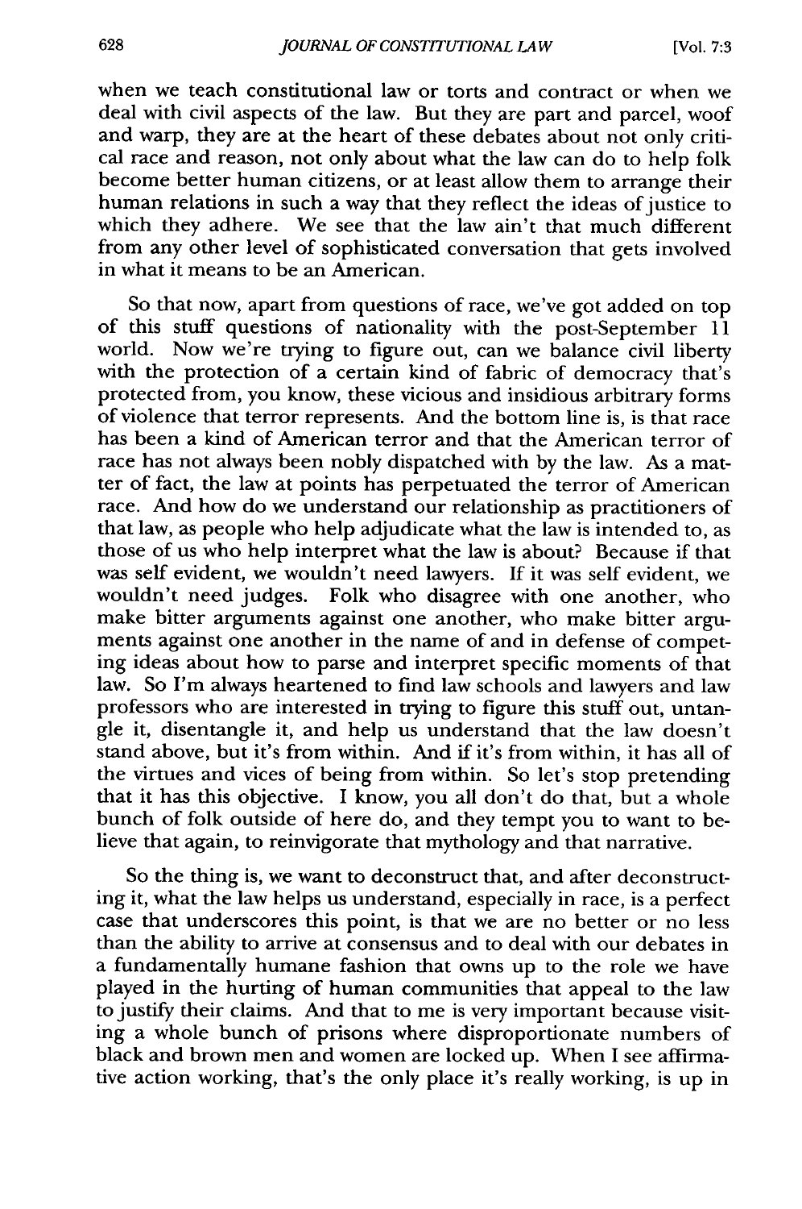when we teach constitutional law or torts and contract or when we deal with civil aspects of the law. But they are part and parcel, woof and warp, they are at the heart of these debates about not only critical race and reason, not only about what the law can do to help folk become better human citizens, or at least allow them to arrange their human relations in such a way that they reflect the ideas of justice to which they adhere. We see that the law ain't that much different from any other level of sophisticated conversation that gets involved in what it means to be an American.

So that now, apart from questions of race, we've got added on top of this stuff questions of nationality with the post-September 11 world. Now we're trying to figure out, can we balance civil liberty with the protection of a certain kind of fabric of democracy that's protected from, you know, these vicious and insidious arbitrary forms of violence that terror represents. And the bottom line is, is that race has been a kind of American terror and that the American terror of race has not always been nobly dispatched with by the law. As a matter of fact, the law at points has perpetuated the terror of American race. And how do we understand our relationship as practitioners of that law, as people who help adjudicate what the law is intended to, as those of us who help interpret what the law is about? Because if that was self evident, we wouldn't need lawyers. If it was self evident, we wouldn't need judges. Folk who disagree with one another, who make bitter arguments against one another, who make bitter arguments against one another in the name of and in defense of competing ideas about how to parse and interpret specific moments of that law. So I'm always heartened to find law schools and lawyers and law professors who are interested in trying to figure this stuff out, untangle it, disentangle it, and help us understand that the law doesn't stand above, but it's from within. And if it's from within, it has all of the virtues and vices of being from within. So let's stop pretending that it has this objective. I know, you all don't do that, but a whole bunch of folk outside of here do, and they tempt you to want to believe that again, to reinvigorate that mythology and that narrative.

So the thing is, we want to deconstruct that, and after deconstructing it, what the law helps us understand, especially in race, is a perfect case that underscores this point, is that we are no better or no less than the ability to arrive at consensus and to deal with our debates in a fundamentally humane fashion that owns up to the role we have played in the hurting of human communities that appeal to the law to justify their claims. And that to me is very important because visiting a whole bunch of prisons where disproportionate numbers of black and brown men and women are locked up. When I see affirmative action working, that's the only place it's really working, is up in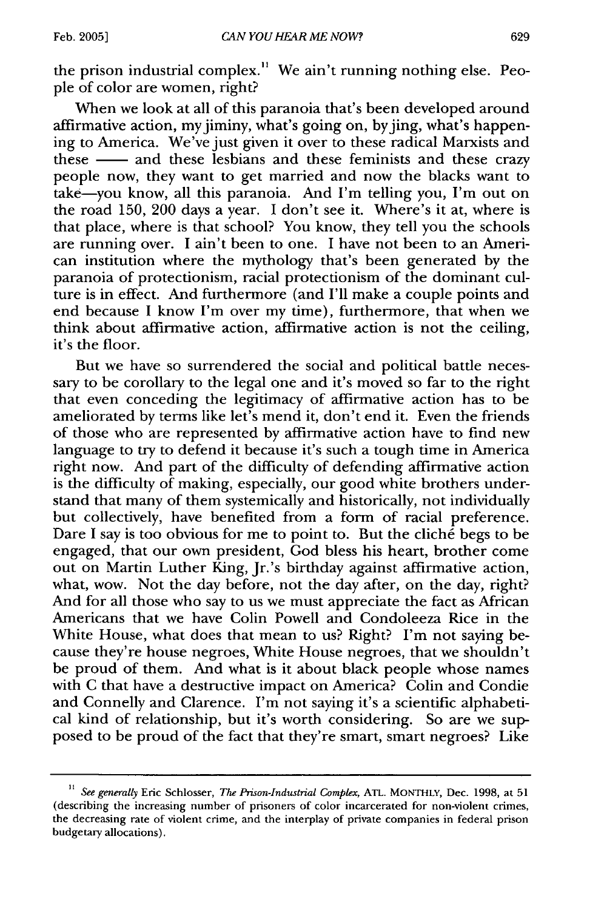the prison industrial complex.[11] We ain't running nothing else. People of color are women, right?

When we look at all of this paranoia that's been developed around affirmative action, my jiminy, what's going on, by jing, what's happening to America. We've just given it over to these radical Marxists and these —— and these lesbians and these feminists and these crazy people now, they want to get married and now the blacks want to take—you know, all this paranoia. And I'm telling you, I'm out on the road 150, 200 days a year. I don't see it. Where's it at, where is that place, where is that school? You know, they tell you the schools are running over. I ain't been to one. I have not been to an American institution where the mythology that's been generated by the paranoia of protectionism, racial protectionism of the dominant culture is in effect. And furthermore (and I'll make a couple points and end because I know I'm over my time), furthermore, that when we think about affirmative action, affirmative action is not the ceiling, it's the floor.

But we have so surrendered the social and political battle necessary to be corollary to the legal one and it's moved so far to the right that even conceding the legitimacy of affirmative action has to be ameliorated by terms like let's mend it, don't end it. Even the friends of those who are represented by affirmative action have to find new language to try to defend it because it's such a tough time in America right now. And part of the difficulty of defending affirmative action is the difficulty of making, especially, our good white brothers understand that many of them systemically and historically, not individually but collectively, have benefited from a form of racial preference. Dare I say is too obvious for me to point to. But the cliché begs to be engaged, that our own president, God bless his heart, brother come out on Martin Luther King, Jr.'s birthday against affirmative action, what, wow. Not the day before, not the day after, on the day, right? And for all those who say to us we must appreciate the fact as African Americans that we have Colin Powell and Condoleeza Rice in the White House, what does that mean to us? Right? I'm not saying because they're house negroes, White House negroes, that we shouldn't be proud of them. And what is it about black people whose names with C that have a destructive impact on America? Colin and Condie and Connelly and Clarence. I'm not saying it's a scientific alphabetical kind of relationship, but it's worth considering. So are we supposed to be proud of the fact that they're smart, smart negroes? Like

---

[11] *See generally* Eric Schlosser, *The Prison-Industrial Complex*, ATL. MONTHLY, Dec. 1998, at 51 (describing the increasing number of prisoners of color incarcerated for non-violent crimes, the decreasing rate of violent crime, and the interplay of private companies in federal prison budgetary allocations).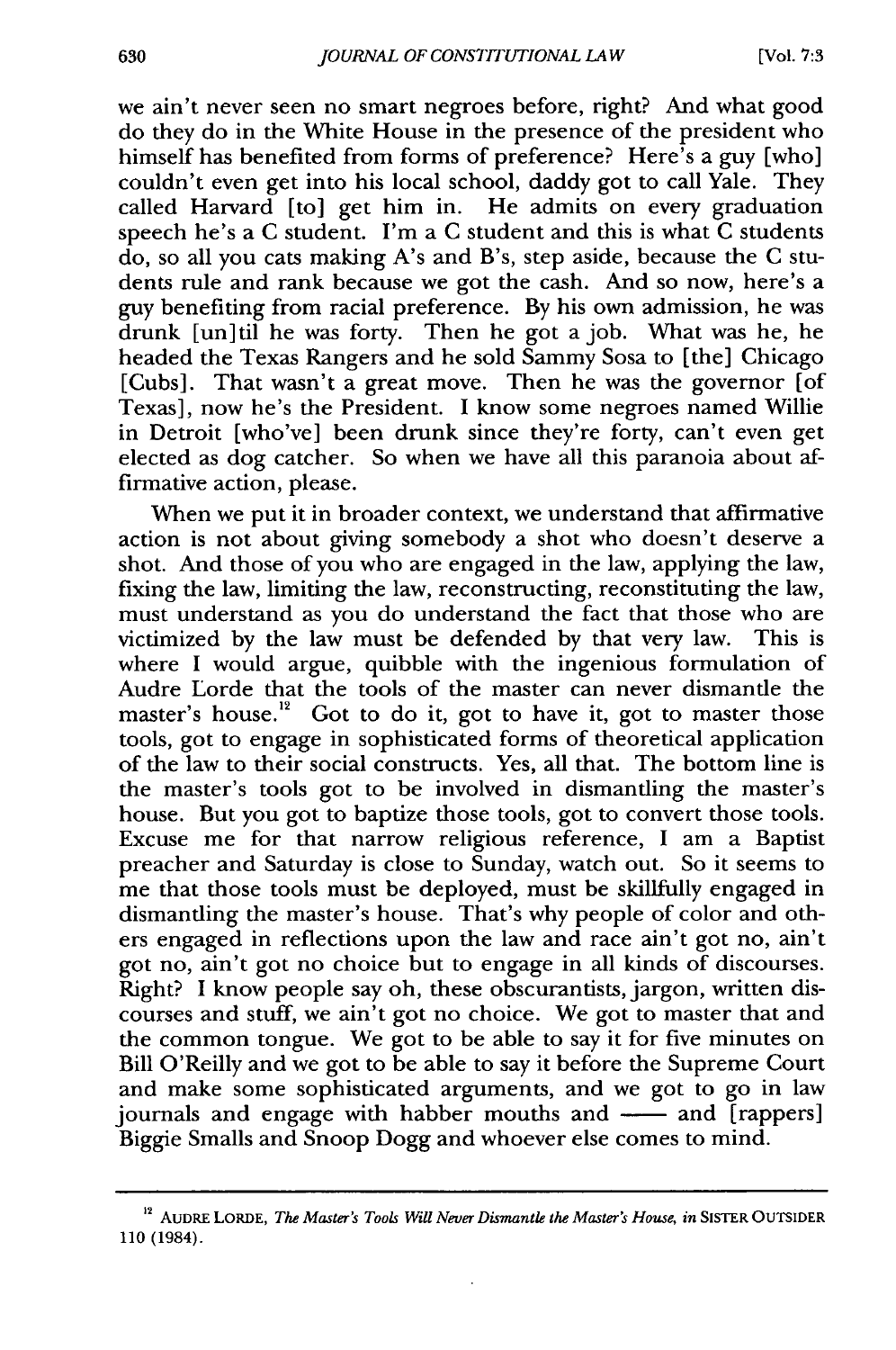we ain't never seen no smart negroes before, right? And what good do they do in the White House in the presence of the president who himself has benefited from forms of preference? Here's a guy [who] couldn't even get into his local school, daddy got to call Yale. They called Harvard [to] get him in. He admits on every graduation speech he's a C student. I'm a C student and this is what C students do, so all you cats making A's and B's, step aside, because the C students rule and rank because we got the cash. And so now, here's a guy benefiting from racial preference. By his own admission, he was drunk [un]til he was forty. Then he got a job. What was he, he headed the Texas Rangers and he sold Sammy Sosa to [the] Chicago [Cubs]. That wasn't a great move. Then he was the governor [of Texas], now he's the President. I know some negroes named Willie in Detroit [who've] been drunk since they're forty, can't even get elected as dog catcher. So when we have all this paranoia about affirmative action, please.

When we put it in broader context, we understand that affirmative action is not about giving somebody a shot who doesn't deserve a shot. And those of you who are engaged in the law, applying the law, fixing the law, limiting the law, reconstructing, reconstituting the law, must understand as you do understand the fact that those who are victimized by the law must be defended by that very law. This is where I would argue, quibble with the ingenious formulation of Audre Lorde that the tools of the master can never dismantle the master's house.[12] Got to do it, got to have it, got to master those tools, got to engage in sophisticated forms of theoretical application of the law to their social constructs. Yes, all that. The bottom line is the master's tools got to be involved in dismantling the master's house. But you got to baptize those tools, got to convert those tools. Excuse me for that narrow religious reference, I am a Baptist preacher and Saturday is close to Sunday, watch out. So it seems to me that those tools must be deployed, must be skillfully engaged in dismantling the master's house. That's why people of color and others engaged in reflections upon the law and race ain't got no, ain't got no, ain't got no choice but to engage in all kinds of discourses. Right? I know people say oh, these obscurantists, jargon, written discourses and stuff, we ain't got no choice. We got to master that and the common tongue. We got to be able to say it for five minutes on Bill O'Reilly and we got to be able to say it before the Supreme Court and make some sophisticated arguments, and we got to go in law journals and engage with habber mouths and —— and [rappers] Biggie Smalls and Snoop Dogg and whoever else comes to mind.

---

[12] AUDRE LORDE, *The Master's Tools Will Never Dismantle the Master's House*, *in* SISTER OUTSIDER 110 (1984).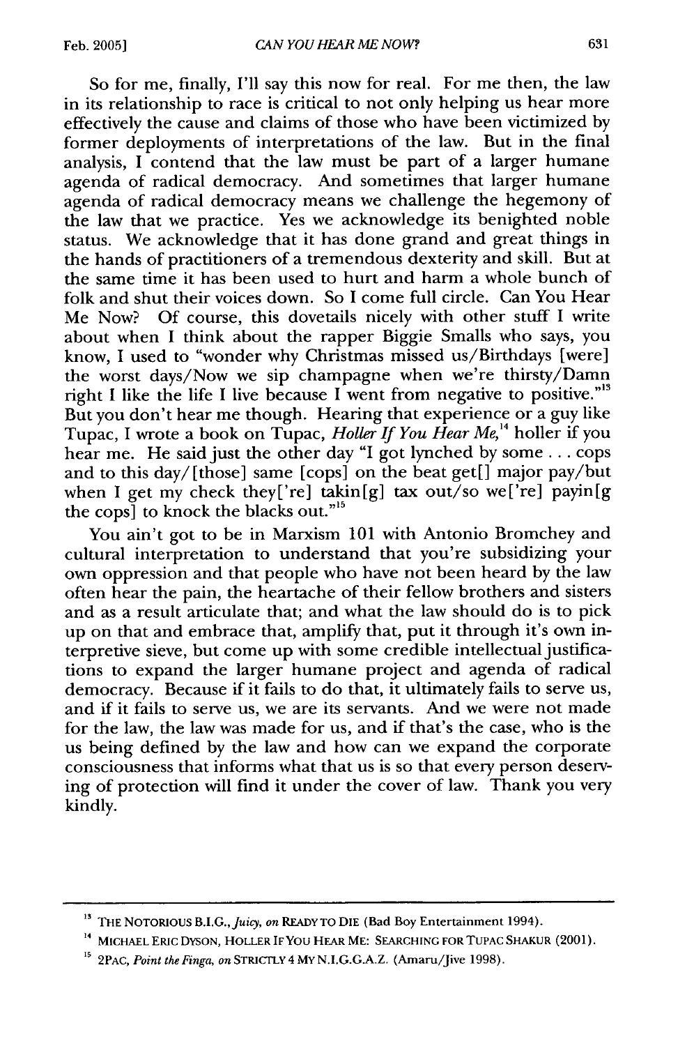So for me, finally, I'll say this now for real. For me then, the law in its relationship to race is critical to not only helping us hear more effectively the cause and claims of those who have been victimized by former deployments of interpretations of the law. But in the final analysis, I contend that the law must be part of a larger humane agenda of radical democracy. And sometimes that larger humane agenda of radical democracy means we challenge the hegemony of the law that we practice. Yes we acknowledge its benighted noble status. We acknowledge that it has done grand and great things in the hands of practitioners of a tremendous dexterity and skill. But at the same time it has been used to hurt and harm a whole bunch of folk and shut their voices down. So I come full circle. Can You Hear Me Now? Of course, this dovetails nicely with other stuff I write about when I think about the rapper Biggie Smalls who says, you know, I used to "wonder why Christmas missed us/Birthdays [were] the worst days/Now we sip champagne when we're thirsty/Damn right I like the life I live because I went from negative to positive."[13] But you don't hear me though. Hearing that experience or a guy like Tupac, I wrote a book on Tupac, *Holler If You Hear Me*,[14] holler if you hear me. He said just the other day "I got lynched by some . . . cops and to this day/[those] same [cops] on the beat get[] major pay/but when I get my check they['re] takin[g] tax out/so we['re] payin[g the cops] to knock the blacks out."[15]

You ain't got to be in Marxism 101 with Antonio Bromchey and cultural interpretation to understand that you're subsidizing your own oppression and that people who have not been heard by the law often hear the pain, the heartache of their fellow brothers and sisters and as a result articulate that; and what the law should do is to pick up on that and embrace that, amplify that, put it through it's own interpretive sieve, but come up with some credible intellectual justifications to expand the larger humane project and agenda of radical democracy. Because if it fails to do that, it ultimately fails to serve us, and if it fails to serve us, we are its servants. And we were not made for the law, the law was made for us, and if that's the case, who is the us being defined by the law and how can we expand the corporate consciousness that informs what that us is so that every person deserving of protection will find it under the cover of law. Thank you very kindly.

---

[13] THE NOTORIOUS B.I.G., *Juicy*, *on* READY TO DIE (Bad Boy Entertainment 1994).

[14] MICHAEL ERIC DYSON, HOLLER IF YOU HEAR ME: SEARCHING FOR TUPAC SHAKUR (2001).

[15] 2PAC, *Point the Finga*, *on* STRICTLY 4 MY N.I.G.G.A.Z. (Amaru/Jive 1998).